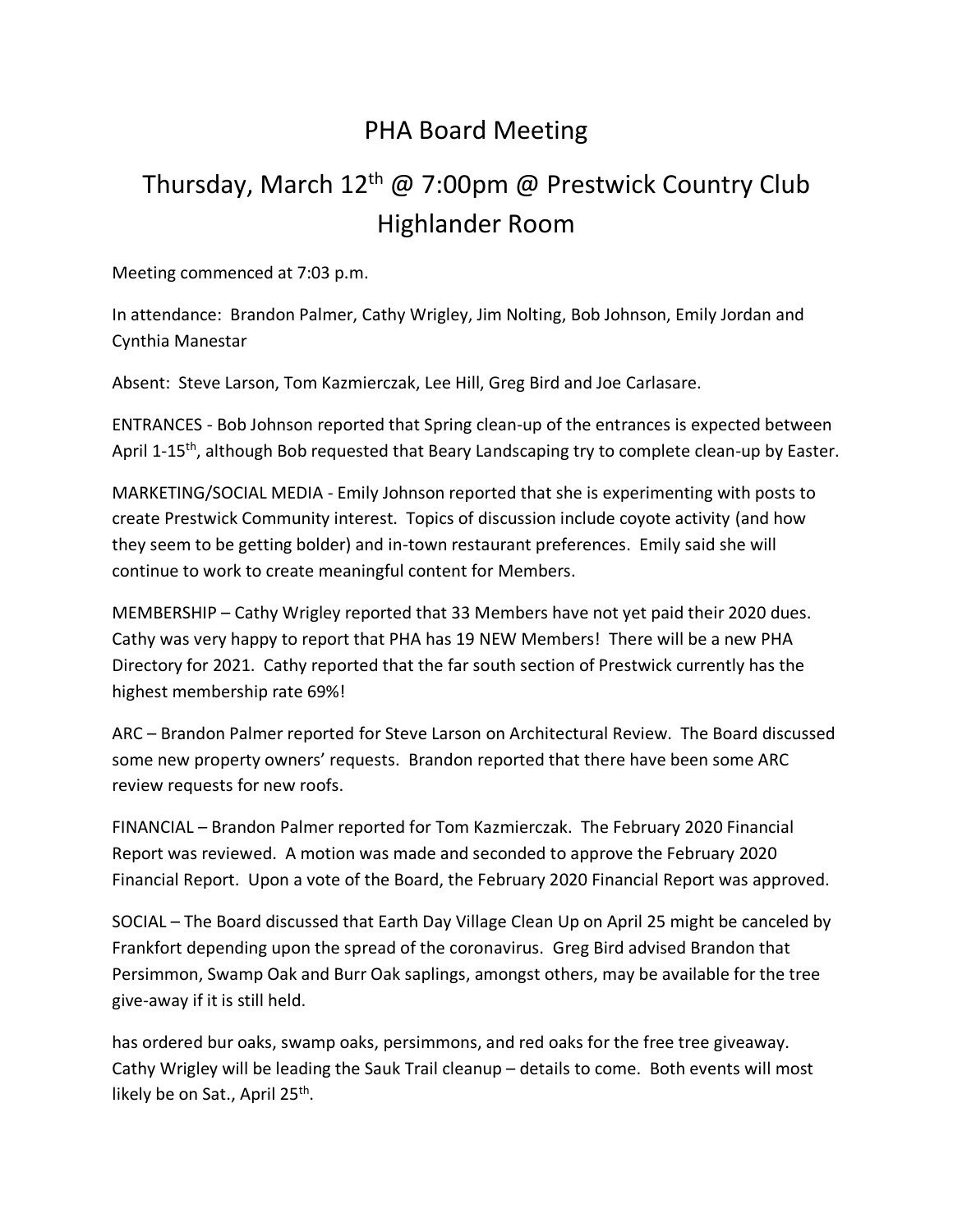# PHA Board Meeting

## Thursday, March 12th @ 7:00pm @ Prestwick Country Club Highlander Room

Meeting commenced at 7:03 p.m.

In attendance: Brandon Palmer, Cathy Wrigley, Jim Nolting, Bob Johnson, Emily Jordan and Cynthia Manestar

Absent: Steve Larson, Tom Kazmierczak, Lee Hill, Greg Bird and Joe Carlasare.

ENTRANCES - Bob Johnson reported that Spring clean-up of the entrances is expected between April 1-15th, although Bob requested that Beary Landscaping try to complete clean-up by Easter.

MARKETING/SOCIAL MEDIA - Emily Johnson reported that she is experimenting with posts to create Prestwick Community interest. Topics of discussion include coyote activity (and how they seem to be getting bolder) and in-town restaurant preferences. Emily said she will continue to work to create meaningful content for Members.

MEMBERSHIP – Cathy Wrigley reported that 33 Members have not yet paid their 2020 dues. Cathy was very happy to report that PHA has 19 NEW Members! There will be a new PHA Directory for 2021. Cathy reported that the far south section of Prestwick currently has the highest membership rate 69%!

ARC – Brandon Palmer reported for Steve Larson on Architectural Review. The Board discussed some new property owners' requests. Brandon reported that there have been some ARC review requests for new roofs.

FINANCIAL – Brandon Palmer reported for Tom Kazmierczak. The February 2020 Financial Report was reviewed. A motion was made and seconded to approve the February 2020 Financial Report. Upon a vote of the Board, the February 2020 Financial Report was approved.

SOCIAL – The Board discussed that Earth Day Village Clean Up on April 25 might be canceled by Frankfort depending upon the spread of the coronavirus. Greg Bird advised Brandon that Persimmon, Swamp Oak and Burr Oak saplings, amongst others, may be available for the tree give-away if it is still held.

has ordered bur oaks, swamp oaks, persimmons, and red oaks for the free tree giveaway. Cathy Wrigley will be leading the Sauk Trail cleanup – details to come. Both events will most likely be on Sat., April 25th.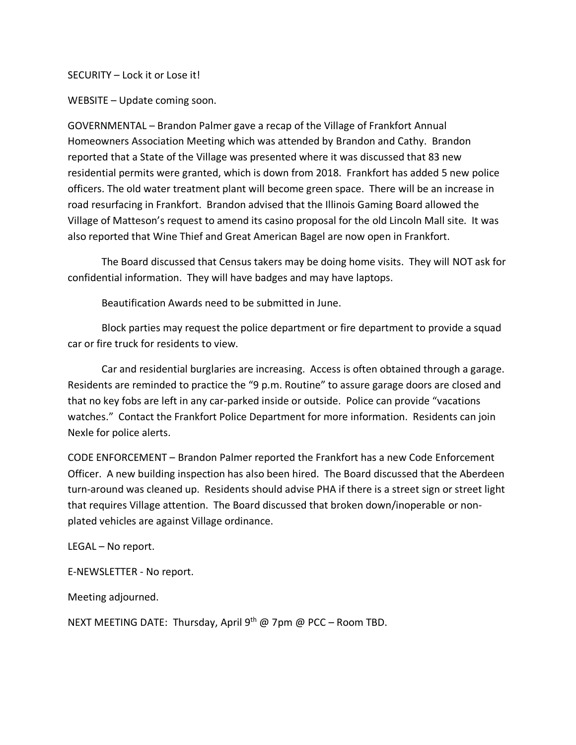SECURITY – Lock it or Lose it!

WEBSITE – Update coming soon.

GOVERNMENTAL – Brandon Palmer gave a recap of the Village of Frankfort Annual Homeowners Association Meeting which was attended by Brandon and Cathy. Brandon reported that a State of the Village was presented where it was discussed that 83 new residential permits were granted, which is down from 2018. Frankfort has added 5 new police officers. The old water treatment plant will become green space. There will be an increase in road resurfacing in Frankfort. Brandon advised that the Illinois Gaming Board allowed the Village of Matteson's request to amend its casino proposal for the old Lincoln Mall site. It was also reported that Wine Thief and Great American Bagel are now open in Frankfort.

The Board discussed that Census takers may be doing home visits. They will NOT ask for confidential information. They will have badges and may have laptops.

Beautification Awards need to be submitted in June.

Block parties may request the police department or fire department to provide a squad car or fire truck for residents to view.

Car and residential burglaries are increasing. Access is often obtained through a garage. Residents are reminded to practice the "9 p.m. Routine" to assure garage doors are closed and that no key fobs are left in any car-parked inside or outside. Police can provide "vacations watches." Contact the Frankfort Police Department for more information. Residents can join Nexle for police alerts.

CODE ENFORCEMENT – Brandon Palmer reported the Frankfort has a new Code Enforcement Officer. A new building inspection has also been hired. The Board discussed that the Aberdeen turn-around was cleaned up. Residents should advise PHA if there is a street sign or street light that requires Village attention. The Board discussed that broken down/inoperable or non-plated vehicles are against Village ordinance.

LEGAL – No report.

E-NEWSLETTER - No report.

Meeting adjourned.

NEXT MEETING DATE: Thursday, April 9th @ 7pm @ PCC – Room TBD.